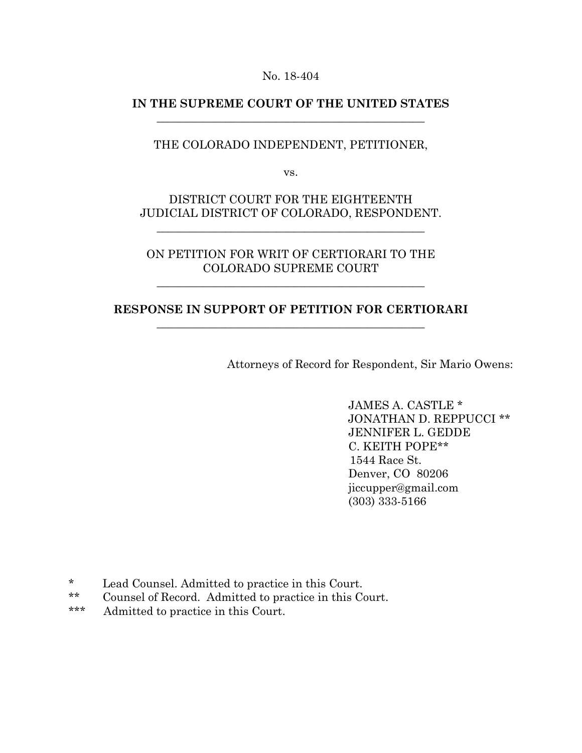No. 18-404

**IN THE SUPREME COURT OF THE UNITED STATES**

---

THE COLORADO INDEPENDENT, PETITIONER,

vs.

DISTRICT COURT FOR THE EIGHTEENTH JUDICIAL DISTRICT OF COLORADO, RESPONDENT.

---

ON PETITION FOR WRIT OF CERTIORARI TO THE COLORADO SUPREME COURT

---

**RESPONSE IN SUPPORT OF PETITION FOR CERTIORARI**

---

Attorneys of Record for Respondent, Sir Mario Owens:

JAMES A. CASTLE *
JONATHAN D. REPPUCCI **
JENNIFER L. GEDDE
C. KEITH POPE**
1544 Race St.
Denver, CO 80206
jiccupper@gmail.com
(303) 333-5166

\* Lead Counsel. Admitted to practice in this Court.
\** Counsel of Record. Admitted to practice in this Court.
\*** Admitted to practice in this Court.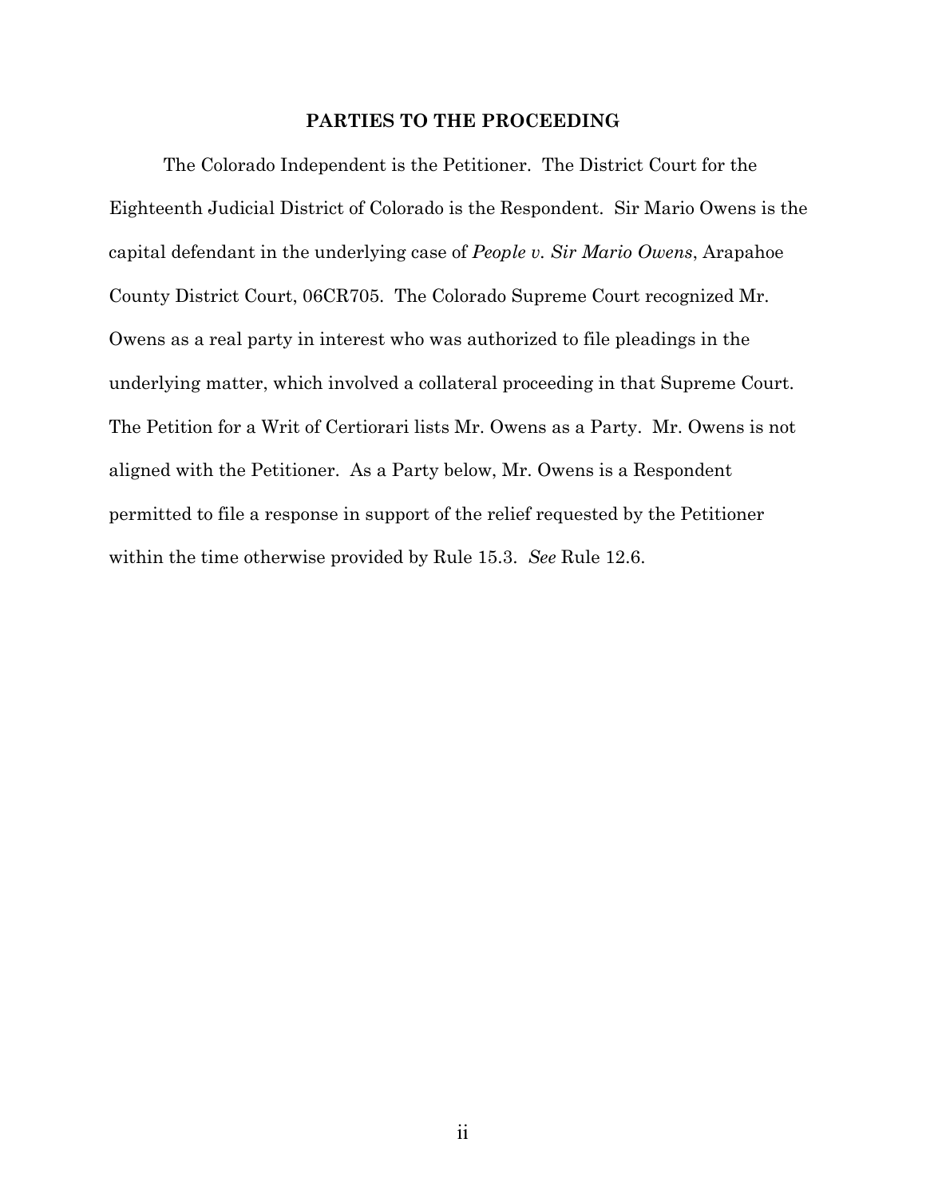## PARTIES TO THE PROCEEDING

The Colorado Independent is the Petitioner. The District Court for the Eighteenth Judicial District of Colorado is the Respondent. Sir Mario Owens is the capital defendant in the underlying case of *People v. Sir Mario Owens*, Arapahoe County District Court, 06CR705. The Colorado Supreme Court recognized Mr. Owens as a real party in interest who was authorized to file pleadings in the underlying matter, which involved a collateral proceeding in that Supreme Court. The Petition for a Writ of Certiorari lists Mr. Owens as a Party. Mr. Owens is not aligned with the Petitioner. As a Party below, Mr. Owens is a Respondent permitted to file a response in support of the relief requested by the Petitioner within the time otherwise provided by Rule 15.3. *See* Rule 12.6.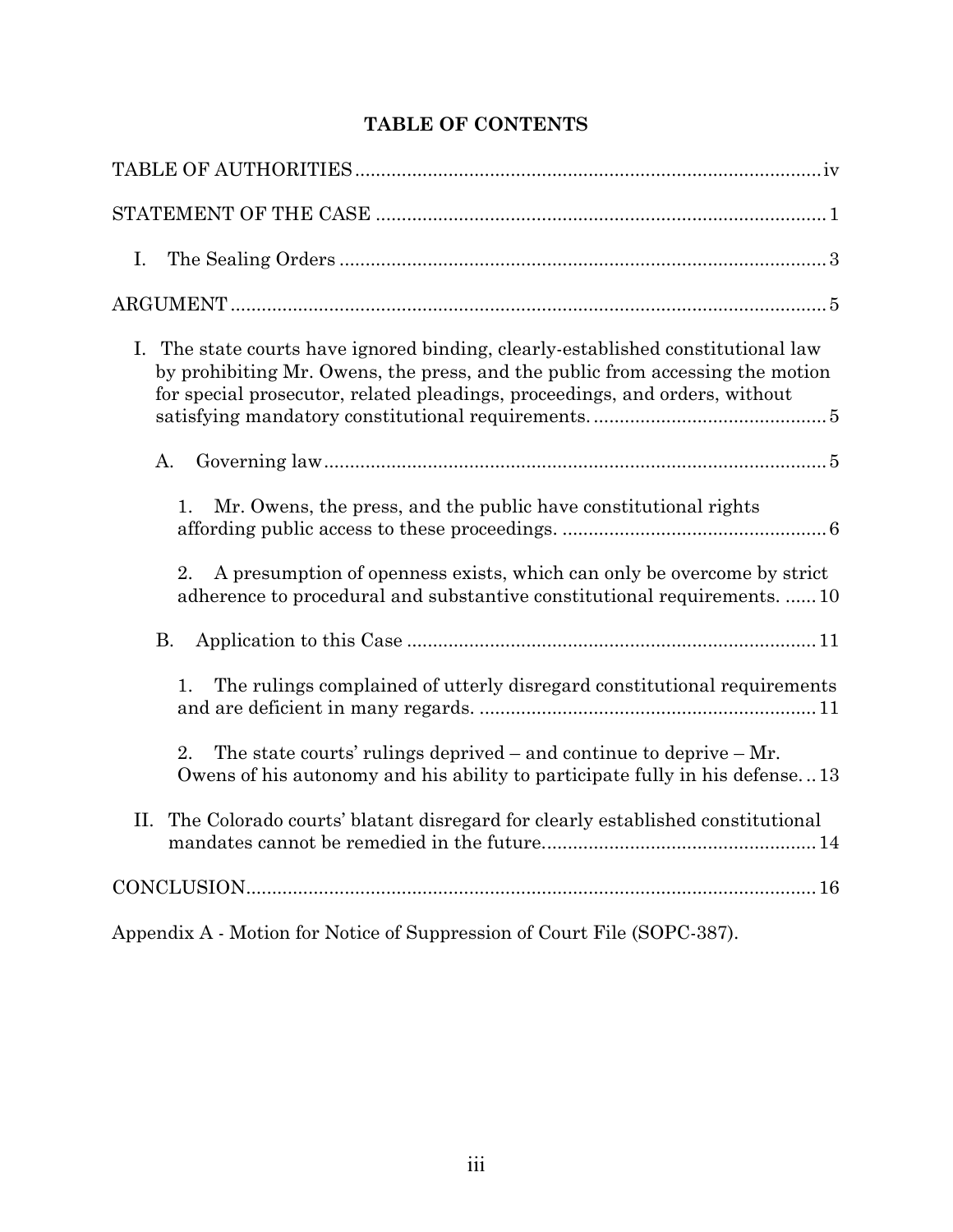# TABLE OF CONTENTS

TABLE OF AUTHORITIES ..... iv

STATEMENT OF THE CASE ..... 1

I. The Sealing Orders ..... 3

ARGUMENT ..... 5

I. The state courts have ignored binding, clearly-established constitutional law by prohibiting Mr. Owens, the press, and the public from accessing the motion for special prosecutor, related pleadings, proceedings, and orders, without satisfying mandatory constitutional requirements. ..... 5

A. Governing law ..... 5

1. Mr. Owens, the press, and the public have constitutional rights affording public access to these proceedings. ..... 6

2. A presumption of openness exists, which can only be overcome by strict adherence to procedural and substantive constitutional requirements. ..... 10

B. Application to this Case ..... 11

1. The rulings complained of utterly disregard constitutional requirements and are deficient in many regards. ..... 11

2. The state courts' rulings deprived – and continue to deprive – Mr. Owens of his autonomy and his ability to participate fully in his defense. .. 13

II. The Colorado courts' blatant disregard for clearly established constitutional mandates cannot be remedied in the future. ..... 14

CONCLUSION ..... 16

Appendix A - Motion for Notice of Suppression of Court File (SOPC-387).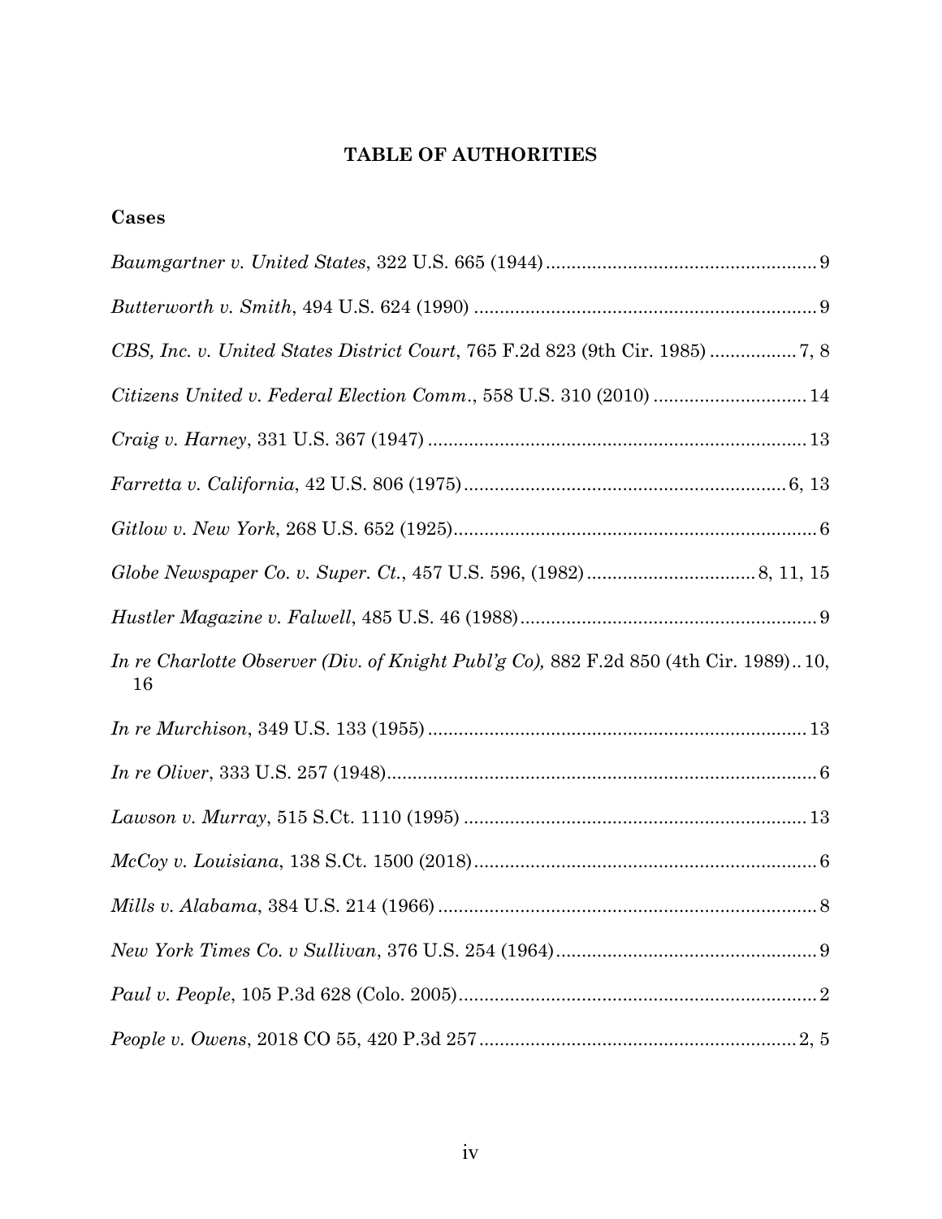# TABLE OF AUTHORITIES

## Cases

*Baumgartner v. United States*, 322 U.S. 665 (1944) .................................................... 9

*Butterworth v. Smith*, 494 U.S. 624 (1990) .................................................................. 9

*CBS, Inc. v. United States District Court*, 765 F.2d 823 (9th Cir. 1985) ................ 7, 8

*Citizens United v. Federal Election Comm.*, 558 U.S. 310 (2010) ............................. 14

*Craig v. Harney*, 331 U.S. 367 (1947) ......................................................................... 13

*Farretta v. California*, 42 U.S. 806 (1975) ............................................................... 6, 13

*Gitlow v. New York*, 268 U.S. 652 (1925) ...................................................................... 6

*Globe Newspaper Co. v. Super. Ct.*, 457 U.S. 596, (1982) ................................ 8, 11, 15

*Hustler Magazine v. Falwell*, 485 U.S. 46 (1988) .......................................................... 9

*In re Charlotte Observer (Div. of Knight Publ'g Co),* 882 F.2d 850 (4th Cir. 1989) .. 10, 16

*In re Murchison*, 349 U.S. 133 (1955) ......................................................................... 13

*In re Oliver*, 333 U.S. 257 (1948) ................................................................................... 6

*Lawson v. Murray*, 515 S.Ct. 1110 (1995) .................................................................. 13

*McCoy v. Louisiana*, 138 S.Ct. 1500 (2018) .................................................................. 6

*Mills v. Alabama*, 384 U.S. 214 (1966) ......................................................................... 8

*New York Times Co. v Sullivan*, 376 U.S. 254 (1964) .................................................. 9

*Paul v. People*, 105 P.3d 628 (Colo. 2005) ..................................................................... 2

*People v. Owens*, 2018 CO 55, 420 P.3d 257 ............................................................. 2, 5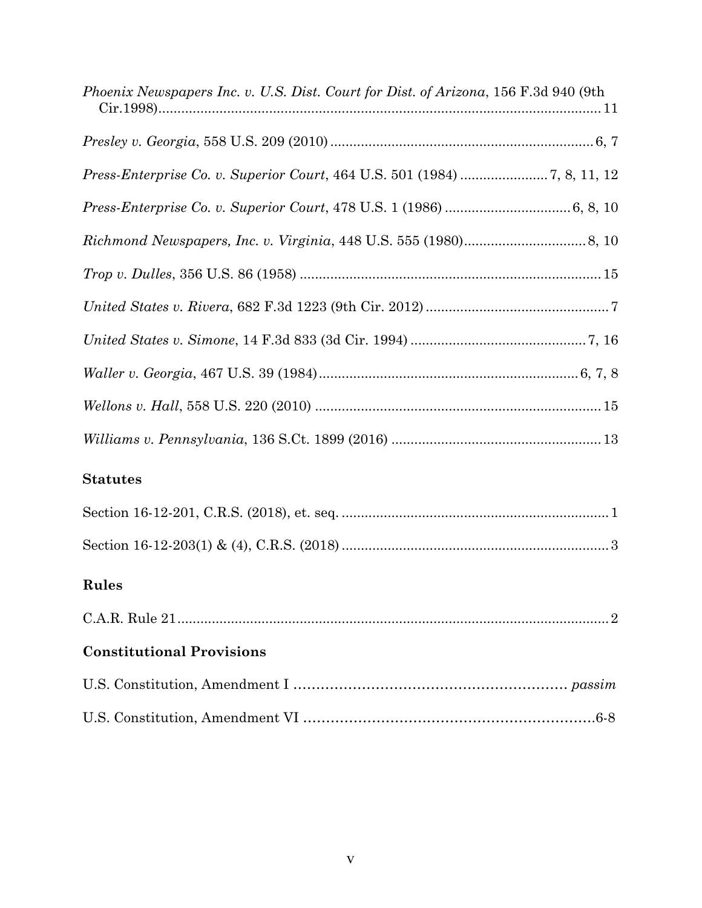*Phoenix Newspapers Inc. v. U.S. Dist. Court for Dist. of Arizona*, 156 F.3d 940 (9th Cir.1998).................................................................................................................. 11

*Presley v. Georgia*, 558 U.S. 209 (2010) .................................................................... 6, 7

*Press-Enterprise Co. v. Superior Court*, 464 U.S. 501 (1984) ...................... 7, 8, 11, 12

*Press-Enterprise Co. v. Superior Court*, 478 U.S. 1 (1986) ................................ 6, 8, 10

*Richmond Newspapers, Inc. v. Virginia*, 448 U.S. 555 (1980)................................ 8, 10

*Trop v. Dulles*, 356 U.S. 86 (1958) ............................................................................. 15

*United States v. Rivera*, 682 F.3d 1223 (9th Cir. 2012)................................................ 7

*United States v. Simone*, 14 F.3d 833 (3d Cir. 1994) ............................................. 7, 16

*Waller v. Georgia*, 467 U.S. 39 (1984)................................................................... 6, 7, 8

*Wellons v. Hall*, 558 U.S. 220 (2010) .......................................................................... 15

*Williams v. Pennsylvania*, 136 S.Ct. 1899 (2016) ...................................................... 13

### Statutes

Section 16-12-201, C.R.S. (2018), et. seq. ..................................................................... 1

Section 16-12-203(1) & (4), C.R.S. (2018) ..................................................................... 3

### Rules

C.A.R. Rule 21................................................................................................................ 2

### Constitutional Provisions

U.S. Constitution, Amendment I ........................................................... *passim*

U.S. Constitution, Amendment VI .................................................................6-8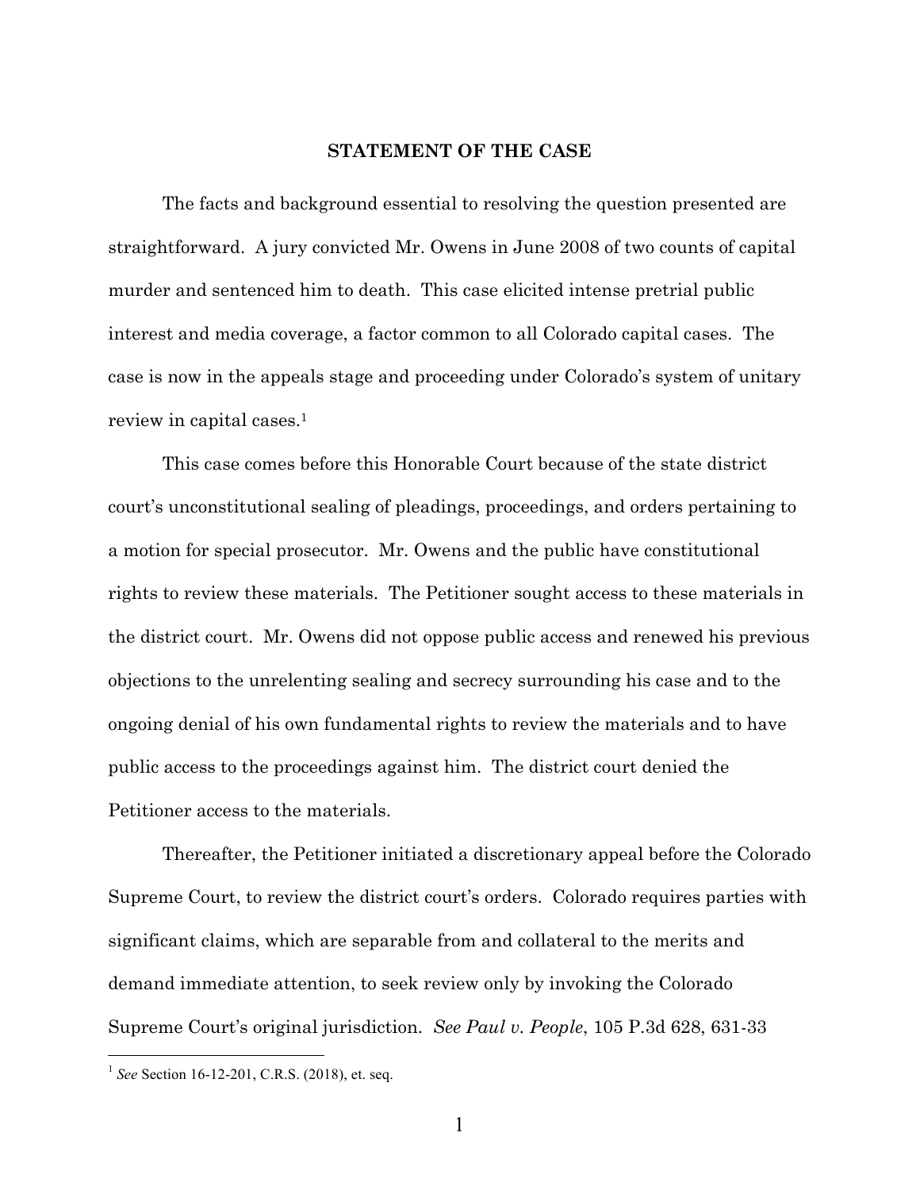## STATEMENT OF THE CASE

The facts and background essential to resolving the question presented are straightforward. A jury convicted Mr. Owens in June 2008 of two counts of capital murder and sentenced him to death. This case elicited intense pretrial public interest and media coverage, a factor common to all Colorado capital cases. The case is now in the appeals stage and proceeding under Colorado's system of unitary review in capital cases.[1]

This case comes before this Honorable Court because of the state district court's unconstitutional sealing of pleadings, proceedings, and orders pertaining to a motion for special prosecutor. Mr. Owens and the public have constitutional rights to review these materials. The Petitioner sought access to these materials in the district court. Mr. Owens did not oppose public access and renewed his previous objections to the unrelenting sealing and secrecy surrounding his case and to the ongoing denial of his own fundamental rights to review the materials and to have public access to the proceedings against him. The district court denied the Petitioner access to the materials.

Thereafter, the Petitioner initiated a discretionary appeal before the Colorado Supreme Court, to review the district court's orders. Colorado requires parties with significant claims, which are separable from and collateral to the merits and demand immediate attention, to seek review only by invoking the Colorado Supreme Court's original jurisdiction. *See Paul v. People*, 105 P.3d 628, 631-33

---

[1] *See* Section 16-12-201, C.R.S. (2018), et. seq.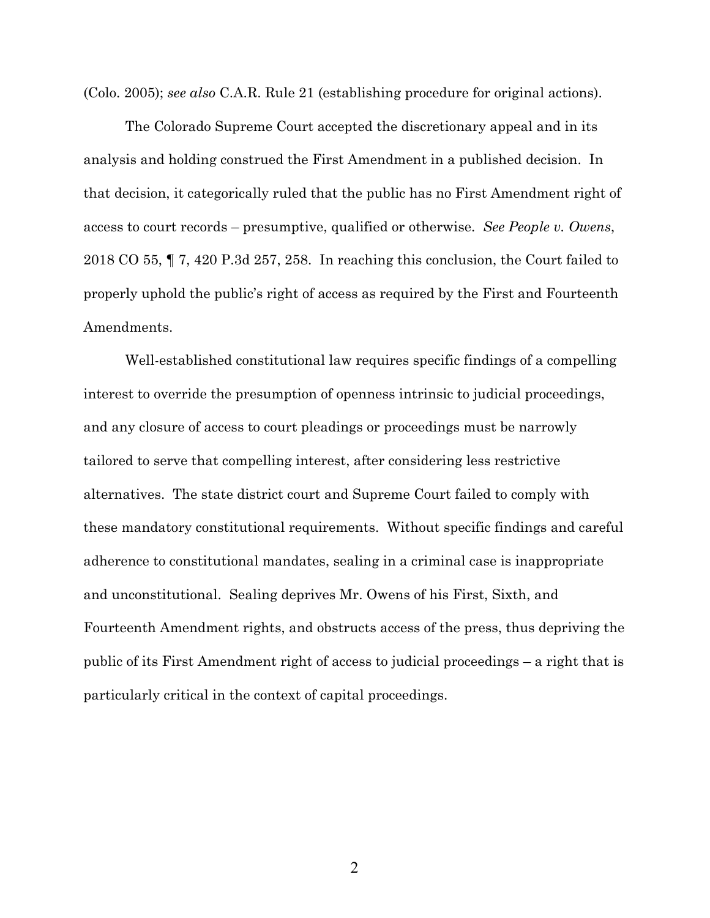(Colo. 2005); *see also* C.A.R. Rule 21 (establishing procedure for original actions).

The Colorado Supreme Court accepted the discretionary appeal and in its analysis and holding construed the First Amendment in a published decision. In that decision, it categorically ruled that the public has no First Amendment right of access to court records – presumptive, qualified or otherwise. *See People v. Owens*, 2018 CO 55, ¶ 7, 420 P.3d 257, 258. In reaching this conclusion, the Court failed to properly uphold the public's right of access as required by the First and Fourteenth Amendments.

Well-established constitutional law requires specific findings of a compelling interest to override the presumption of openness intrinsic to judicial proceedings, and any closure of access to court pleadings or proceedings must be narrowly tailored to serve that compelling interest, after considering less restrictive alternatives. The state district court and Supreme Court failed to comply with these mandatory constitutional requirements. Without specific findings and careful adherence to constitutional mandates, sealing in a criminal case is inappropriate and unconstitutional. Sealing deprives Mr. Owens of his First, Sixth, and Fourteenth Amendment rights, and obstructs access of the press, thus depriving the public of its First Amendment right of access to judicial proceedings – a right that is particularly critical in the context of capital proceedings.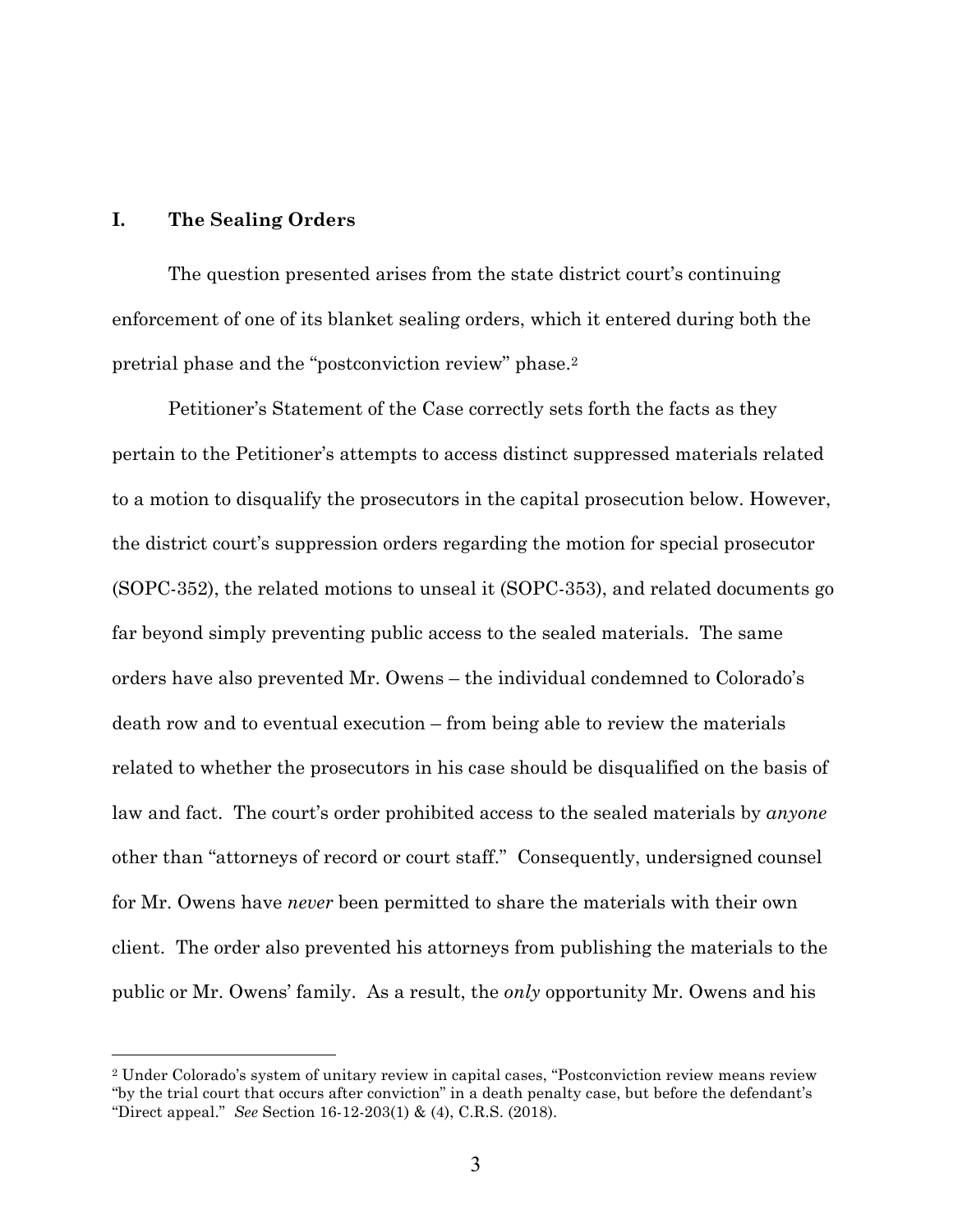## I. The Sealing Orders

The question presented arises from the state district court's continuing enforcement of one of its blanket sealing orders, which it entered during both the pretrial phase and the "postconviction review" phase.[2]

Petitioner's Statement of the Case correctly sets forth the facts as they pertain to the Petitioner's attempts to access distinct suppressed materials related to a motion to disqualify the prosecutors in the capital prosecution below. However, the district court's suppression orders regarding the motion for special prosecutor (SOPC-352), the related motions to unseal it (SOPC-353), and related documents go far beyond simply preventing public access to the sealed materials. The same orders have also prevented Mr. Owens – the individual condemned to Colorado's death row and to eventual execution – from being able to review the materials related to whether the prosecutors in his case should be disqualified on the basis of law and fact. The court's order prohibited access to the sealed materials by *anyone* other than "attorneys of record or court staff." Consequently, undersigned counsel for Mr. Owens have *never* been permitted to share the materials with their own client. The order also prevented his attorneys from publishing the materials to the public or Mr. Owens' family. As a result, the *only* opportunity Mr. Owens and his

---

[2] Under Colorado's system of unitary review in capital cases, "Postconviction review means review "by the trial court that occurs after conviction" in a death penalty case, but before the defendant's "Direct appeal." *See* Section 16-12-203(1) & (4), C.R.S. (2018).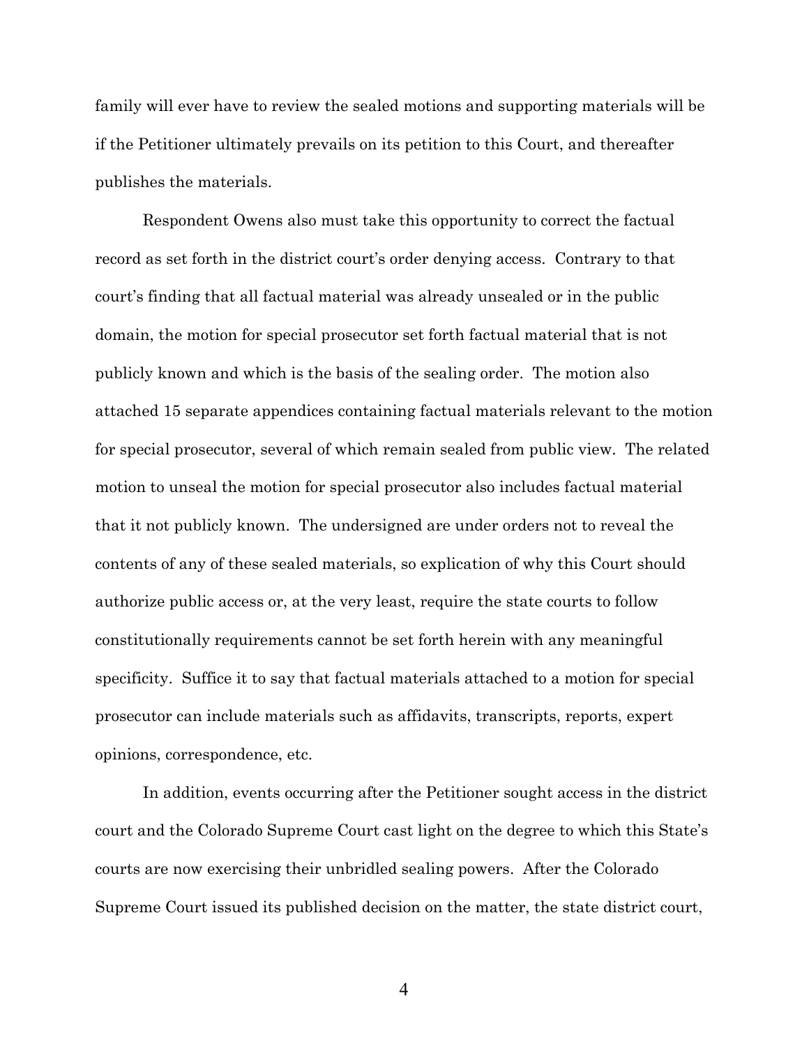family will ever have to review the sealed motions and supporting materials will be if the Petitioner ultimately prevails on its petition to this Court, and thereafter publishes the materials.

Respondent Owens also must take this opportunity to correct the factual record as set forth in the district court's order denying access. Contrary to that court's finding that all factual material was already unsealed or in the public domain, the motion for special prosecutor set forth factual material that is not publicly known and which is the basis of the sealing order. The motion also attached 15 separate appendices containing factual materials relevant to the motion for special prosecutor, several of which remain sealed from public view. The related motion to unseal the motion for special prosecutor also includes factual material that it not publicly known. The undersigned are under orders not to reveal the contents of any of these sealed materials, so explication of why this Court should authorize public access or, at the very least, require the state courts to follow constitutionally requirements cannot be set forth herein with any meaningful specificity. Suffice it to say that factual materials attached to a motion for special prosecutor can include materials such as affidavits, transcripts, reports, expert opinions, correspondence, etc.

In addition, events occurring after the Petitioner sought access in the district court and the Colorado Supreme Court cast light on the degree to which this State's courts are now exercising their unbridled sealing powers. After the Colorado Supreme Court issued its published decision on the matter, the state district court,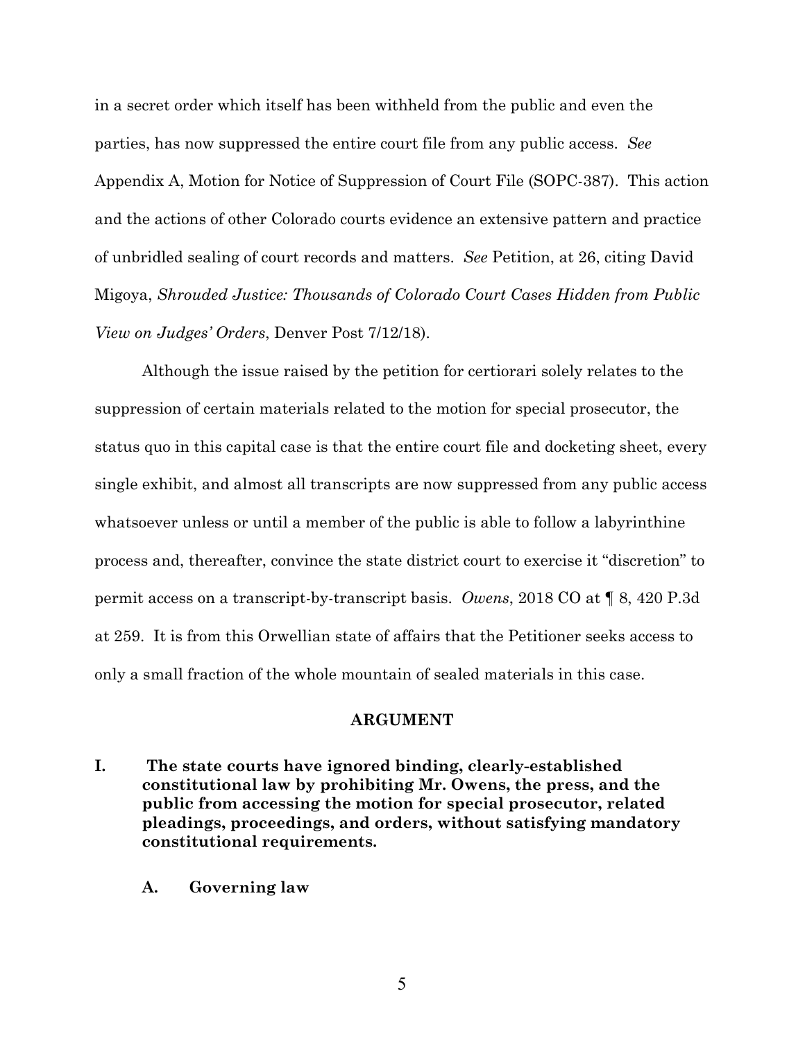in a secret order which itself has been withheld from the public and even the parties, has now suppressed the entire court file from any public access. *See* Appendix A, Motion for Notice of Suppression of Court File (SOPC-387). This action and the actions of other Colorado courts evidence an extensive pattern and practice of unbridled sealing of court records and matters. *See* Petition, at 26, citing David Migoya, *Shrouded Justice: Thousands of Colorado Court Cases Hidden from Public View on Judges' Orders*, Denver Post 7/12/18).

Although the issue raised by the petition for certiorari solely relates to the suppression of certain materials related to the motion for special prosecutor, the status quo in this capital case is that the entire court file and docketing sheet, every single exhibit, and almost all transcripts are now suppressed from any public access whatsoever unless or until a member of the public is able to follow a labyrinthine process and, thereafter, convince the state district court to exercise it "discretion" to permit access on a transcript-by-transcript basis. *Owens*, 2018 CO at ¶ 8, 420 P.3d at 259. It is from this Orwellian state of affairs that the Petitioner seeks access to only a small fraction of the whole mountain of sealed materials in this case.

## ARGUMENT

### I. The state courts have ignored binding, clearly-established constitutional law by prohibiting Mr. Owens, the press, and the public from accessing the motion for special prosecutor, related pleadings, proceedings, and orders, without satisfying mandatory constitutional requirements.

#### A. Governing law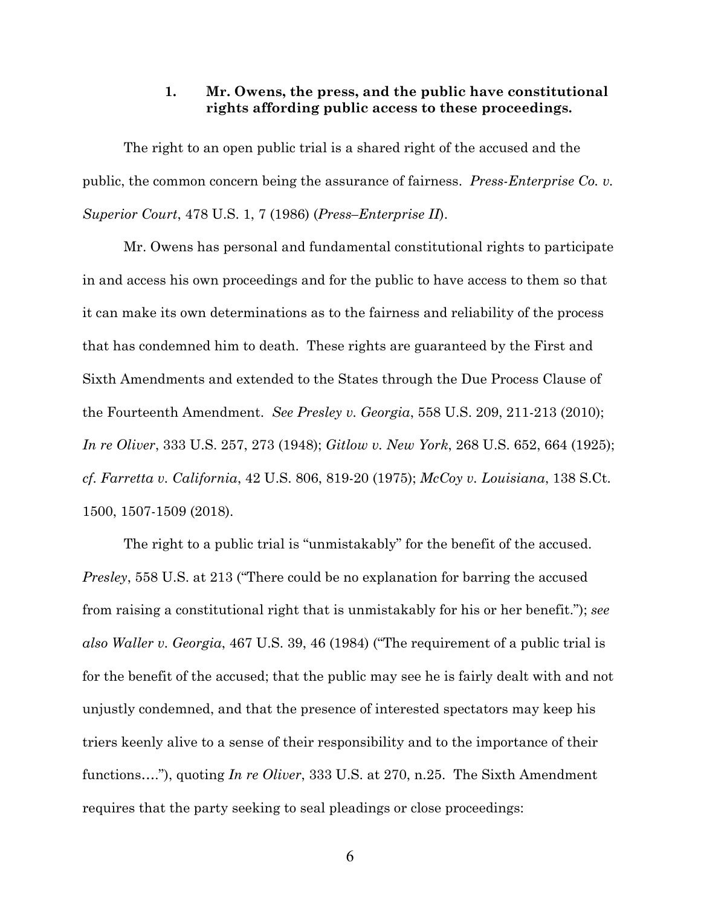### 1. Mr. Owens, the press, and the public have constitutional rights affording public access to these proceedings.

The right to an open public trial is a shared right of the accused and the public, the common concern being the assurance of fairness. *Press-Enterprise Co. v. Superior Court*, 478 U.S. 1, 7 (1986) (*Press–Enterprise II*).

Mr. Owens has personal and fundamental constitutional rights to participate in and access his own proceedings and for the public to have access to them so that it can make its own determinations as to the fairness and reliability of the process that has condemned him to death. These rights are guaranteed by the First and Sixth Amendments and extended to the States through the Due Process Clause of the Fourteenth Amendment. *See Presley v. Georgia*, 558 U.S. 209, 211-213 (2010); *In re Oliver*, 333 U.S. 257, 273 (1948); *Gitlow v. New York*, 268 U.S. 652, 664 (1925); *cf. Farretta v. California*, 42 U.S. 806, 819-20 (1975); *McCoy v. Louisiana*, 138 S.Ct. 1500, 1507-1509 (2018).

The right to a public trial is "unmistakably" for the benefit of the accused. *Presley*, 558 U.S. at 213 ("There could be no explanation for barring the accused from raising a constitutional right that is unmistakably for his or her benefit."); *see also Waller v. Georgia*, 467 U.S. 39, 46 (1984) ("The requirement of a public trial is for the benefit of the accused; that the public may see he is fairly dealt with and not unjustly condemned, and that the presence of interested spectators may keep his triers keenly alive to a sense of their responsibility and to the importance of their functions…."), quoting *In re Oliver*, 333 U.S. at 270, n.25. The Sixth Amendment requires that the party seeking to seal pleadings or close proceedings: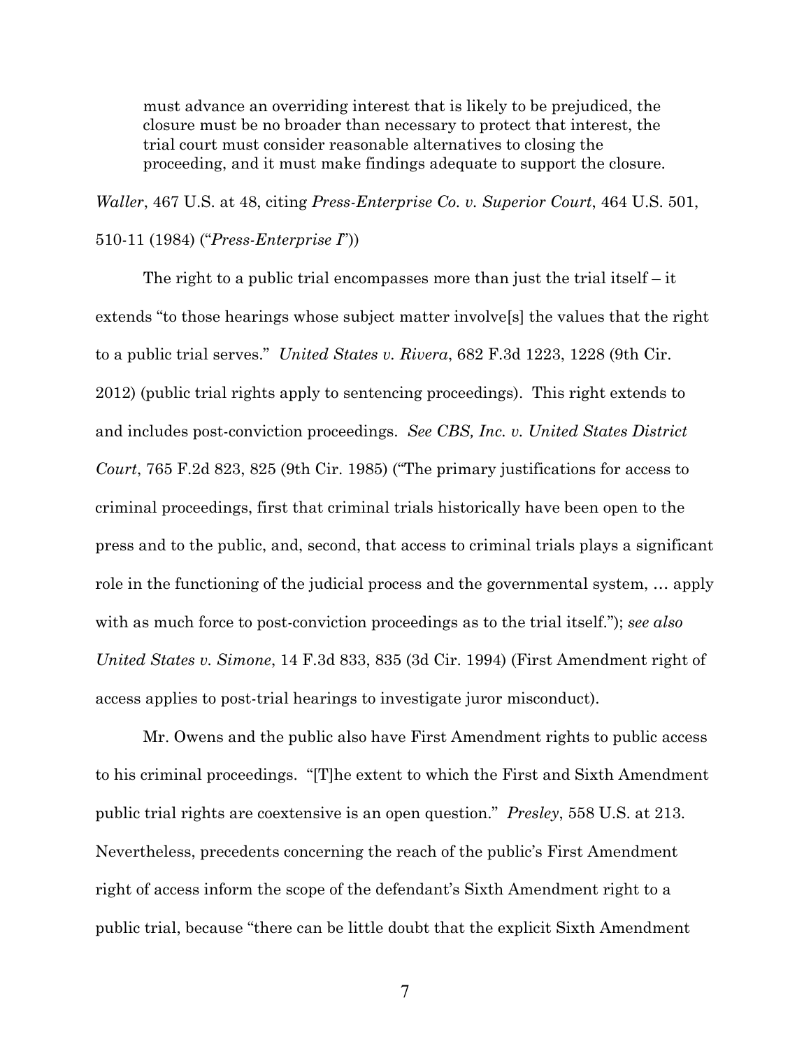> must advance an overriding interest that is likely to be prejudiced, the closure must be no broader than necessary to protect that interest, the trial court must consider reasonable alternatives to closing the proceeding, and it must make findings adequate to support the closure.

*Waller*, 467 U.S. at 48, citing *Press-Enterprise Co. v. Superior Court*, 464 U.S. 501, 510-11 (1984) ("*Press-Enterprise I*"))

The right to a public trial encompasses more than just the trial itself – it extends "to those hearings whose subject matter involve[s] the values that the right to a public trial serves." *United States v. Rivera*, 682 F.3d 1223, 1228 (9th Cir. 2012) (public trial rights apply to sentencing proceedings). This right extends to and includes post-conviction proceedings. *See CBS, Inc. v. United States District Court*, 765 F.2d 823, 825 (9th Cir. 1985) ("The primary justifications for access to criminal proceedings, first that criminal trials historically have been open to the press and to the public, and, second, that access to criminal trials plays a significant role in the functioning of the judicial process and the governmental system, … apply with as much force to post-conviction proceedings as to the trial itself."); *see also United States v. Simone*, 14 F.3d 833, 835 (3d Cir. 1994) (First Amendment right of access applies to post-trial hearings to investigate juror misconduct).

Mr. Owens and the public also have First Amendment rights to public access to his criminal proceedings. "[T]he extent to which the First and Sixth Amendment public trial rights are coextensive is an open question." *Presley*, 558 U.S. at 213. Nevertheless, precedents concerning the reach of the public's First Amendment right of access inform the scope of the defendant's Sixth Amendment right to a public trial, because "there can be little doubt that the explicit Sixth Amendment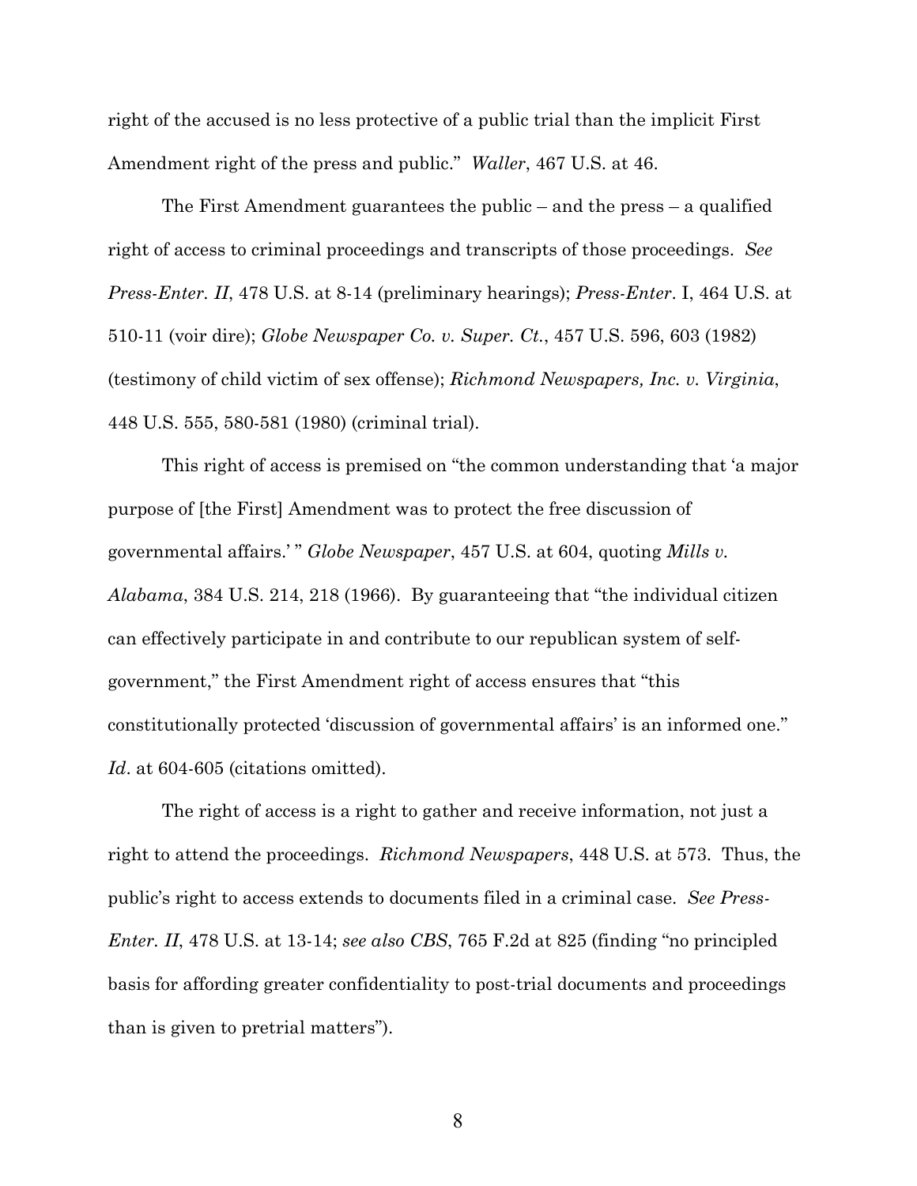right of the accused is no less protective of a public trial than the implicit First Amendment right of the press and public." *Waller*, 467 U.S. at 46.

The First Amendment guarantees the public – and the press – a qualified right of access to criminal proceedings and transcripts of those proceedings. *See Press-Enter. II*, 478 U.S. at 8-14 (preliminary hearings); *Press-Enter.* I, 464 U.S. at 510-11 (voir dire); *Globe Newspaper Co. v. Super. Ct.*, 457 U.S. 596, 603 (1982) (testimony of child victim of sex offense); *Richmond Newspapers, Inc. v. Virginia*, 448 U.S. 555, 580-581 (1980) (criminal trial).

This right of access is premised on "the common understanding that 'a major purpose of [the First] Amendment was to protect the free discussion of governmental affairs.' " *Globe Newspaper*, 457 U.S. at 604, quoting *Mills v. Alabama*, 384 U.S. 214, 218 (1966). By guaranteeing that "the individual citizen can effectively participate in and contribute to our republican system of self-government," the First Amendment right of access ensures that "this constitutionally protected 'discussion of governmental affairs' is an informed one." *Id*. at 604-605 (citations omitted).

The right of access is a right to gather and receive information, not just a right to attend the proceedings. *Richmond Newspapers*, 448 U.S. at 573. Thus, the public's right to access extends to documents filed in a criminal case. *See Press-Enter. II*, 478 U.S. at 13-14; *see also CBS*, 765 F.2d at 825 (finding "no principled basis for affording greater confidentiality to post-trial documents and proceedings than is given to pretrial matters").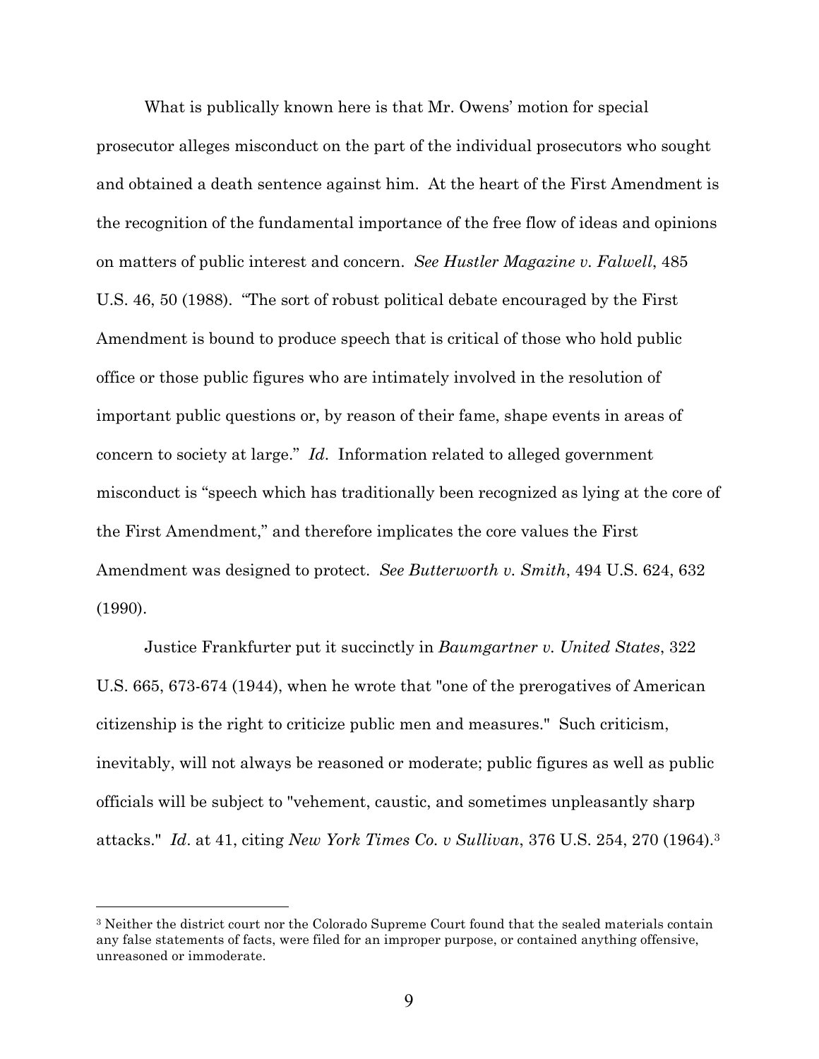What is publically known here is that Mr. Owens' motion for special prosecutor alleges misconduct on the part of the individual prosecutors who sought and obtained a death sentence against him. At the heart of the First Amendment is the recognition of the fundamental importance of the free flow of ideas and opinions on matters of public interest and concern. *See Hustler Magazine v. Falwell*, 485 U.S. 46, 50 (1988). "The sort of robust political debate encouraged by the First Amendment is bound to produce speech that is critical of those who hold public office or those public figures who are intimately involved in the resolution of important public questions or, by reason of their fame, shape events in areas of concern to society at large." *Id*. Information related to alleged government misconduct is "speech which has traditionally been recognized as lying at the core of the First Amendment," and therefore implicates the core values the First Amendment was designed to protect. *See Butterworth v. Smith*, 494 U.S. 624, 632 (1990).

Justice Frankfurter put it succinctly in *Baumgartner v. United States*, 322 U.S. 665, 673-674 (1944), when he wrote that "one of the prerogatives of American citizenship is the right to criticize public men and measures." Such criticism, inevitably, will not always be reasoned or moderate; public figures as well as public officials will be subject to "vehement, caustic, and sometimes unpleasantly sharp attacks." *Id*. at 41, citing *New York Times Co. v Sullivan*, 376 U.S. 254, 270 (1964).[3]

---

[3] Neither the district court nor the Colorado Supreme Court found that the sealed materials contain any false statements of facts, were filed for an improper purpose, or contained anything offensive, unreasoned or immoderate.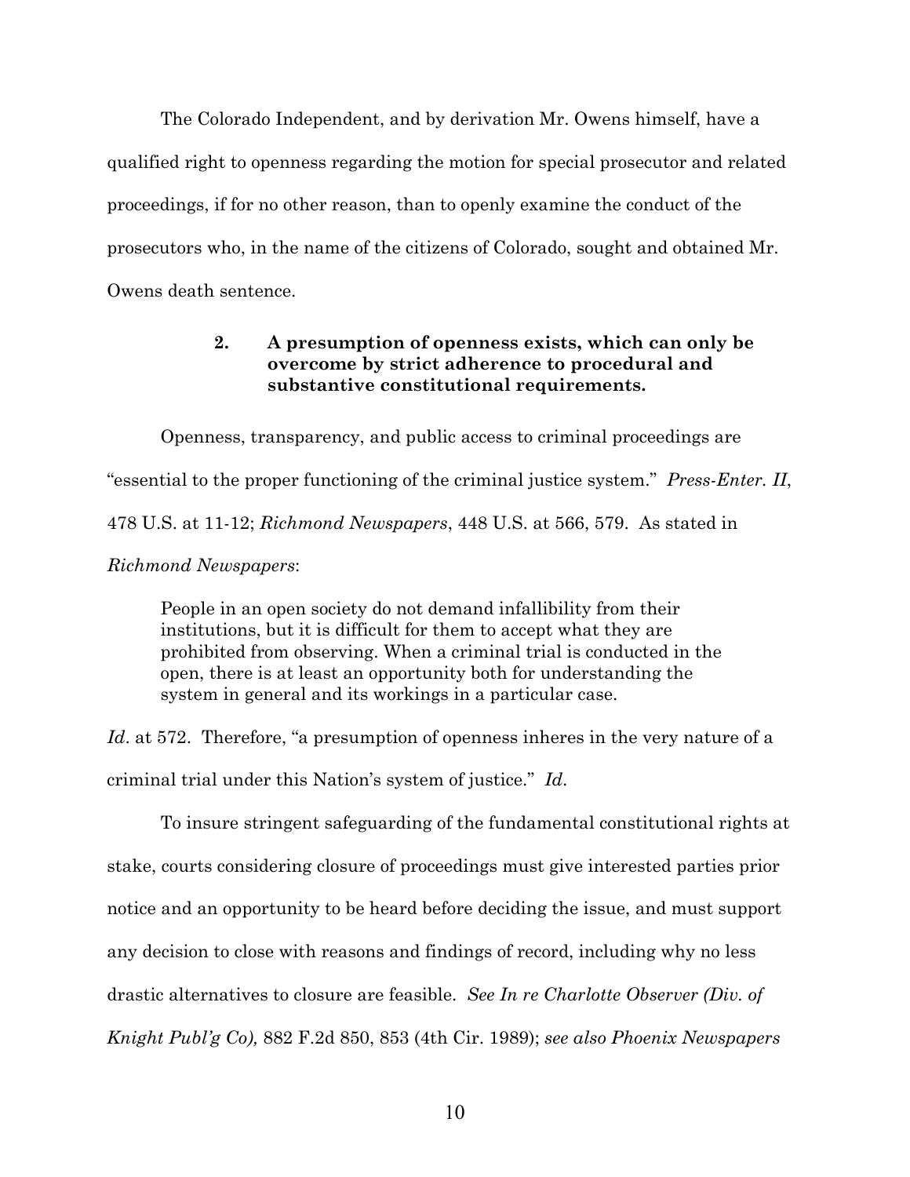The Colorado Independent, and by derivation Mr. Owens himself, have a qualified right to openness regarding the motion for special prosecutor and related proceedings, if for no other reason, than to openly examine the conduct of the prosecutors who, in the name of the citizens of Colorado, sought and obtained Mr. Owens death sentence.

### 2. A presumption of openness exists, which can only be overcome by strict adherence to procedural and substantive constitutional requirements.

Openness, transparency, and public access to criminal proceedings are "essential to the proper functioning of the criminal justice system." *Press-Enter. II*, 478 U.S. at 11-12; *Richmond Newspapers*, 448 U.S. at 566, 579. As stated in *Richmond Newspapers*:

> People in an open society do not demand infallibility from their institutions, but it is difficult for them to accept what they are prohibited from observing. When a criminal trial is conducted in the open, there is at least an opportunity both for understanding the system in general and its workings in a particular case.

*Id*. at 572. Therefore, "a presumption of openness inheres in the very nature of a criminal trial under this Nation's system of justice." *Id*.

To insure stringent safeguarding of the fundamental constitutional rights at stake, courts considering closure of proceedings must give interested parties prior notice and an opportunity to be heard before deciding the issue, and must support any decision to close with reasons and findings of record, including why no less drastic alternatives to closure are feasible. *See In re Charlotte Observer (Div. of Knight Publ'g Co),* 882 F.2d 850, 853 (4th Cir. 1989); *see also Phoenix Newspapers*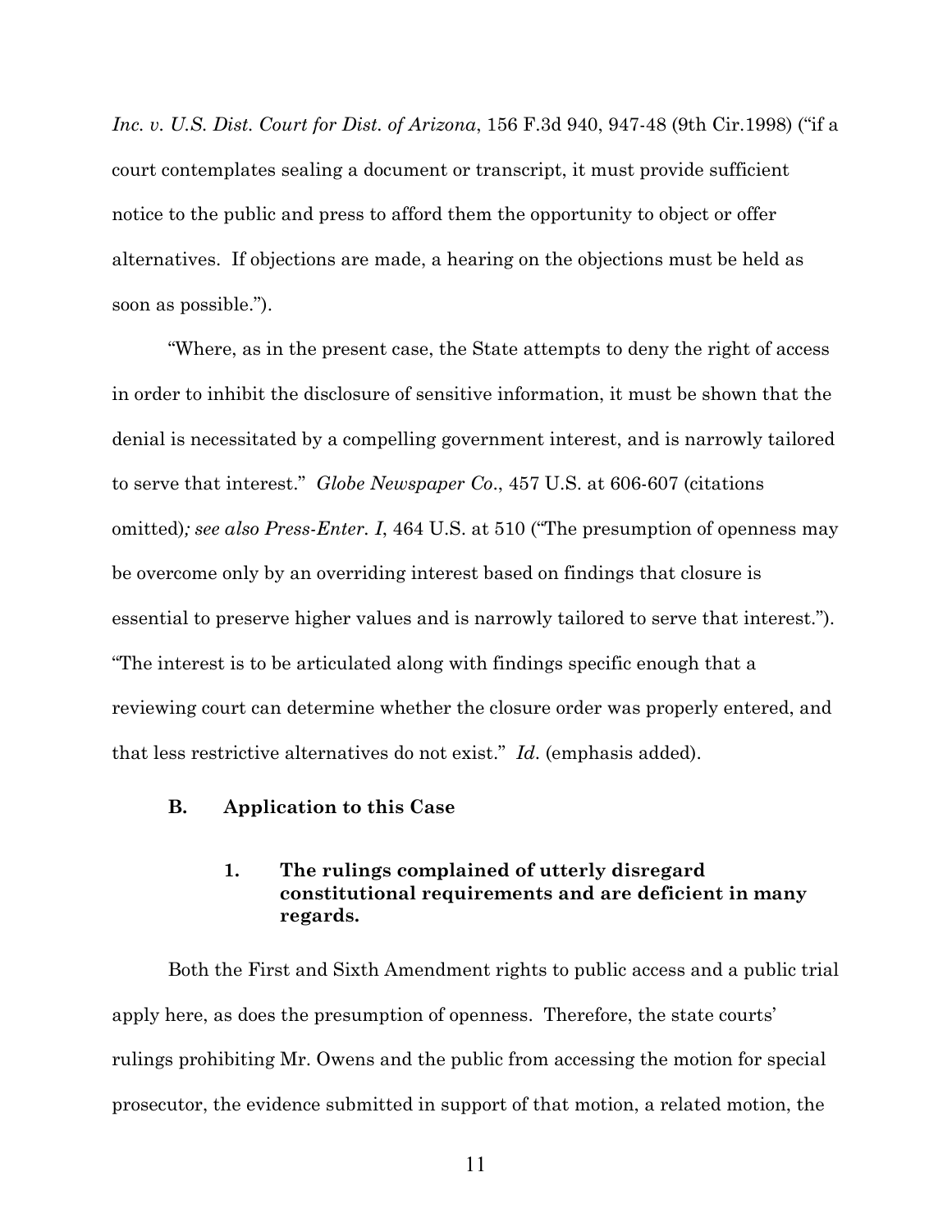*Inc. v. U.S. Dist. Court for Dist. of Arizona*, 156 F.3d 940, 947-48 (9th Cir.1998) ("if a court contemplates sealing a document or transcript, it must provide sufficient notice to the public and press to afford them the opportunity to object or offer alternatives. If objections are made, a hearing on the objections must be held as soon as possible.").

"Where, as in the present case, the State attempts to deny the right of access in order to inhibit the disclosure of sensitive information, it must be shown that the denial is necessitated by a compelling government interest, and is narrowly tailored to serve that interest." *Globe Newspaper Co*., 457 U.S. at 606-607 (citations omitted)*; see also Press-Enter. I*, 464 U.S. at 510 ("The presumption of openness may be overcome only by an overriding interest based on findings that closure is essential to preserve higher values and is narrowly tailored to serve that interest."). "The interest is to be articulated along with findings specific enough that a reviewing court can determine whether the closure order was properly entered, and that less restrictive alternatives do not exist." *Id*. (emphasis added).

### B. Application to this Case

#### 1. The rulings complained of utterly disregard constitutional requirements and are deficient in many regards.

Both the First and Sixth Amendment rights to public access and a public trial apply here, as does the presumption of openness. Therefore, the state courts' rulings prohibiting Mr. Owens and the public from accessing the motion for special prosecutor, the evidence submitted in support of that motion, a related motion, the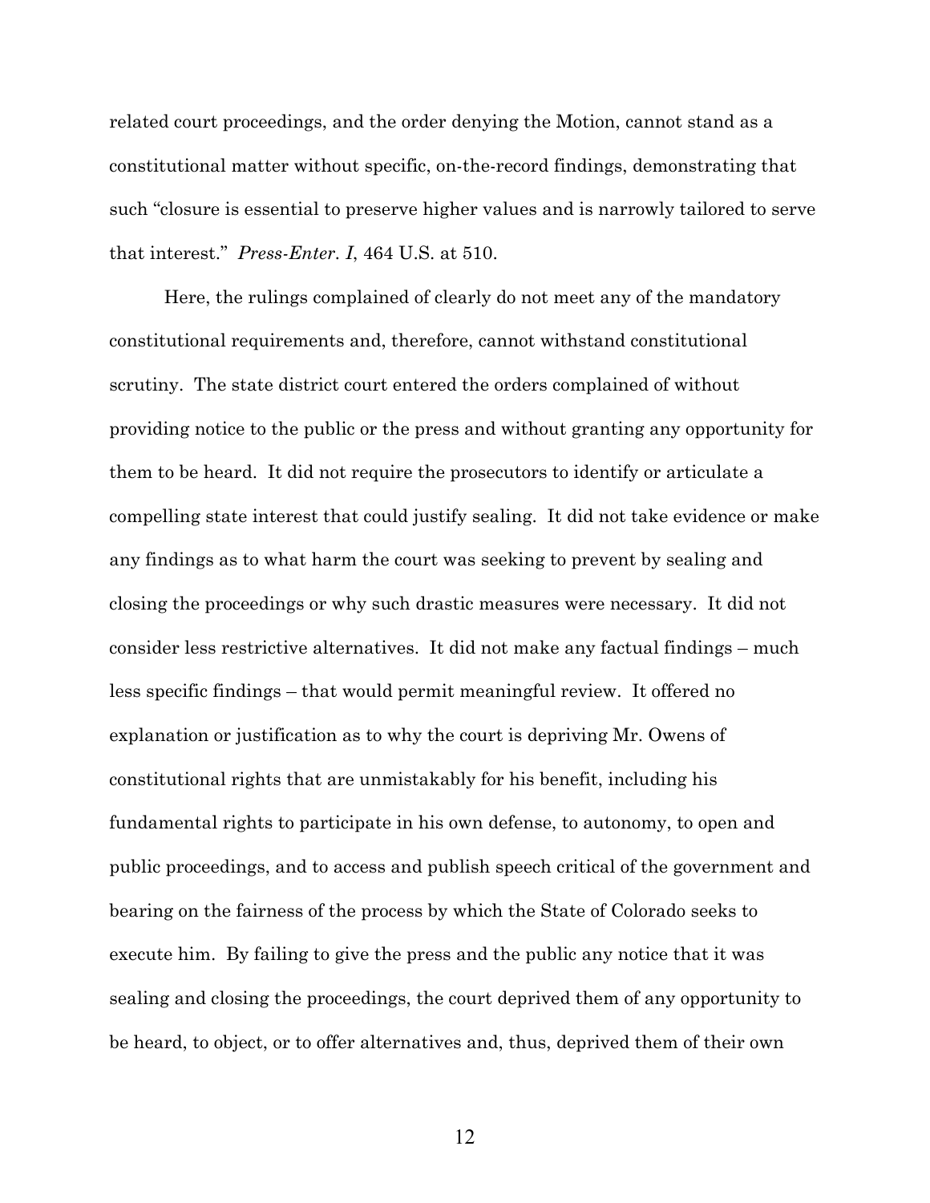related court proceedings, and the order denying the Motion, cannot stand as a constitutional matter without specific, on-the-record findings, demonstrating that such "closure is essential to preserve higher values and is narrowly tailored to serve that interest." *Press-Enter. I*, 464 U.S. at 510.

Here, the rulings complained of clearly do not meet any of the mandatory constitutional requirements and, therefore, cannot withstand constitutional scrutiny. The state district court entered the orders complained of without providing notice to the public or the press and without granting any opportunity for them to be heard. It did not require the prosecutors to identify or articulate a compelling state interest that could justify sealing. It did not take evidence or make any findings as to what harm the court was seeking to prevent by sealing and closing the proceedings or why such drastic measures were necessary. It did not consider less restrictive alternatives. It did not make any factual findings – much less specific findings – that would permit meaningful review. It offered no explanation or justification as to why the court is depriving Mr. Owens of constitutional rights that are unmistakably for his benefit, including his fundamental rights to participate in his own defense, to autonomy, to open and public proceedings, and to access and publish speech critical of the government and bearing on the fairness of the process by which the State of Colorado seeks to execute him. By failing to give the press and the public any notice that it was sealing and closing the proceedings, the court deprived them of any opportunity to be heard, to object, or to offer alternatives and, thus, deprived them of their own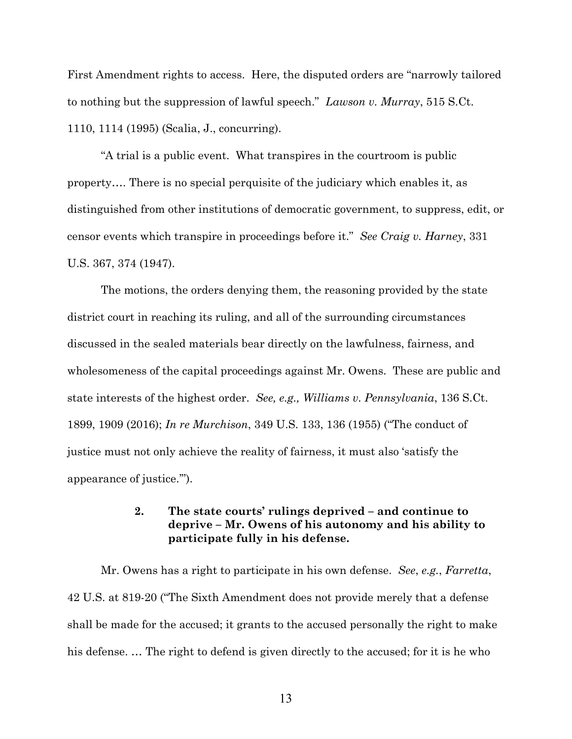First Amendment rights to access. Here, the disputed orders are "narrowly tailored to nothing but the suppression of lawful speech." *Lawson v. Murray*, 515 S.Ct. 1110, 1114 (1995) (Scalia, J., concurring).

"A trial is a public event. What transpires in the courtroom is public property…. There is no special perquisite of the judiciary which enables it, as distinguished from other institutions of democratic government, to suppress, edit, or censor events which transpire in proceedings before it." *See Craig v. Harney*, 331 U.S. 367, 374 (1947).

The motions, the orders denying them, the reasoning provided by the state district court in reaching its ruling, and all of the surrounding circumstances discussed in the sealed materials bear directly on the lawfulness, fairness, and wholesomeness of the capital proceedings against Mr. Owens. These are public and state interests of the highest order. *See, e.g., Williams v. Pennsylvania*, 136 S.Ct. 1899, 1909 (2016); *In re Murchison*, 349 U.S. 133, 136 (1955) ("The conduct of justice must not only achieve the reality of fairness, it must also 'satisfy the appearance of justice.'").

**2. The state courts' rulings deprived – and continue to deprive – Mr. Owens of his autonomy and his ability to participate fully in his defense.**

Mr. Owens has a right to participate in his own defense. *See*, *e.g.*, *Farretta*, 42 U.S. at 819-20 ("The Sixth Amendment does not provide merely that a defense shall be made for the accused; it grants to the accused personally the right to make his defense. … The right to defend is given directly to the accused; for it is he who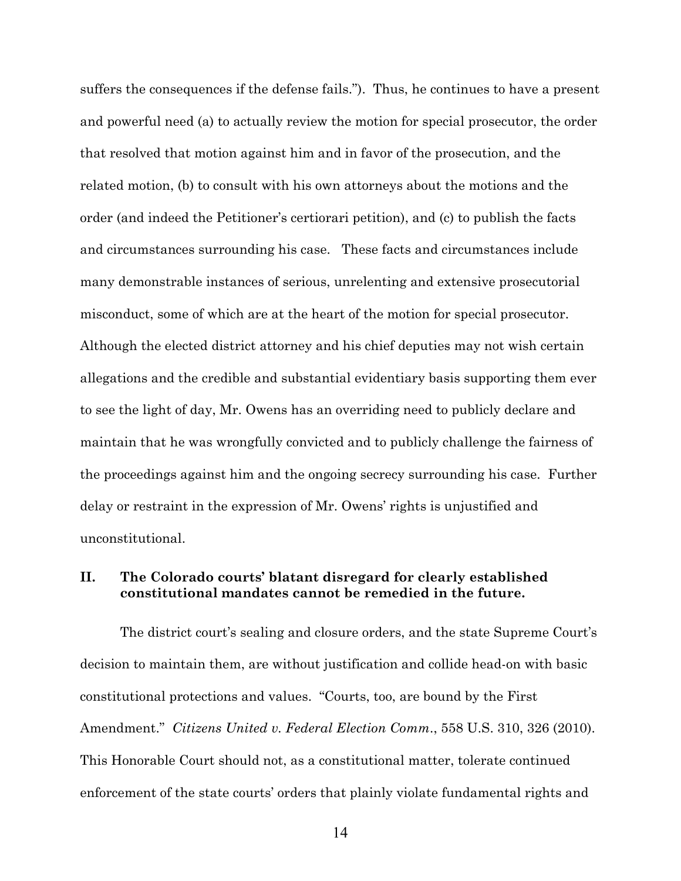suffers the consequences if the defense fails."). Thus, he continues to have a present and powerful need (a) to actually review the motion for special prosecutor, the order that resolved that motion against him and in favor of the prosecution, and the related motion, (b) to consult with his own attorneys about the motions and the order (and indeed the Petitioner's certiorari petition), and (c) to publish the facts and circumstances surrounding his case. These facts and circumstances include many demonstrable instances of serious, unrelenting and extensive prosecutorial misconduct, some of which are at the heart of the motion for special prosecutor. Although the elected district attorney and his chief deputies may not wish certain allegations and the credible and substantial evidentiary basis supporting them ever to see the light of day, Mr. Owens has an overriding need to publicly declare and maintain that he was wrongfully convicted and to publicly challenge the fairness of the proceedings against him and the ongoing secrecy surrounding his case. Further delay or restraint in the expression of Mr. Owens' rights is unjustified and unconstitutional.

## II. The Colorado courts' blatant disregard for clearly established constitutional mandates cannot be remedied in the future.

The district court's sealing and closure orders, and the state Supreme Court's decision to maintain them, are without justification and collide head-on with basic constitutional protections and values. "Courts, too, are bound by the First Amendment." *Citizens United v. Federal Election Comm.*, 558 U.S. 310, 326 (2010). This Honorable Court should not, as a constitutional matter, tolerate continued enforcement of the state courts' orders that plainly violate fundamental rights and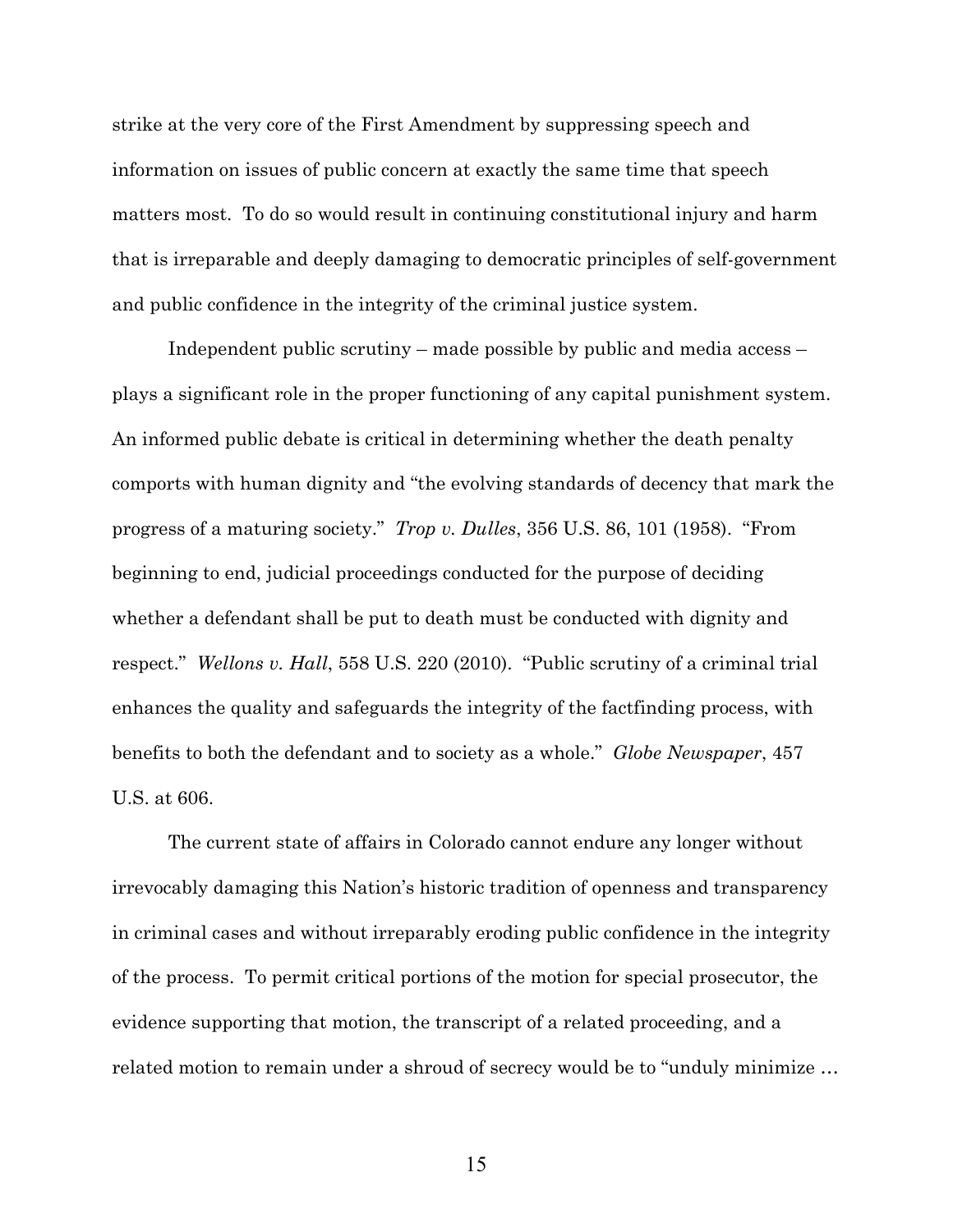strike at the very core of the First Amendment by suppressing speech and information on issues of public concern at exactly the same time that speech matters most. To do so would result in continuing constitutional injury and harm that is irreparable and deeply damaging to democratic principles of self-government and public confidence in the integrity of the criminal justice system.

Independent public scrutiny – made possible by public and media access – plays a significant role in the proper functioning of any capital punishment system. An informed public debate is critical in determining whether the death penalty comports with human dignity and "the evolving standards of decency that mark the progress of a maturing society." *Trop v. Dulles*, 356 U.S. 86, 101 (1958). "From beginning to end, judicial proceedings conducted for the purpose of deciding whether a defendant shall be put to death must be conducted with dignity and respect." *Wellons v. Hall*, 558 U.S. 220 (2010). "Public scrutiny of a criminal trial enhances the quality and safeguards the integrity of the factfinding process, with benefits to both the defendant and to society as a whole." *Globe Newspaper*, 457 U.S. at 606.

The current state of affairs in Colorado cannot endure any longer without irrevocably damaging this Nation's historic tradition of openness and transparency in criminal cases and without irreparably eroding public confidence in the integrity of the process. To permit critical portions of the motion for special prosecutor, the evidence supporting that motion, the transcript of a related proceeding, and a related motion to remain under a shroud of secrecy would be to "unduly minimize …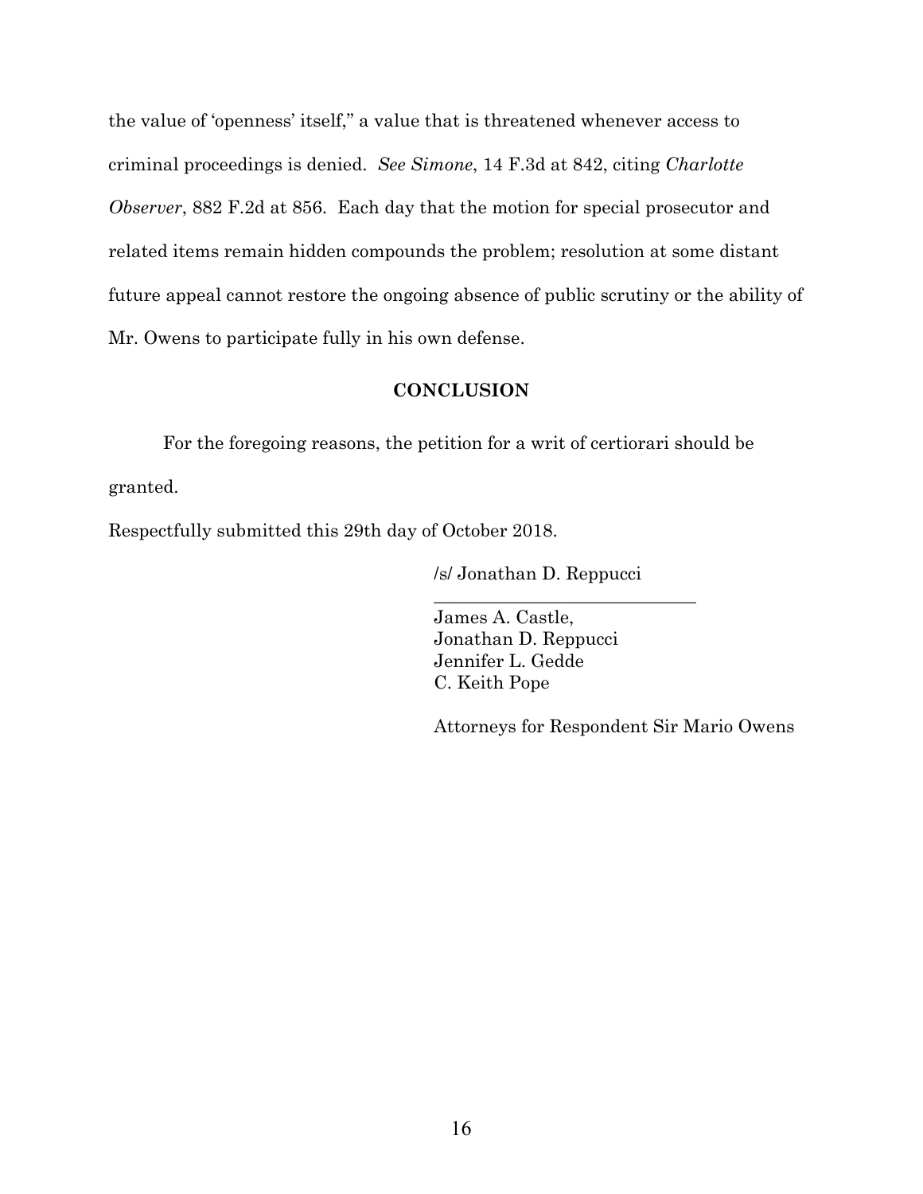the value of 'openness' itself," a value that is threatened whenever access to criminal proceedings is denied. *See Simone*, 14 F.3d at 842, citing *Charlotte Observer*, 882 F.2d at 856. Each day that the motion for special prosecutor and related items remain hidden compounds the problem; resolution at some distant future appeal cannot restore the ongoing absence of public scrutiny or the ability of Mr. Owens to participate fully in his own defense.

## CONCLUSION

For the foregoing reasons, the petition for a writ of certiorari should be granted.

Respectfully submitted this 29th day of October 2018.

/s/ Jonathan D. Reppucci

James A. Castle,
Jonathan D. Reppucci
Jennifer L. Gedde
C. Keith Pope

Attorneys for Respondent Sir Mario Owens